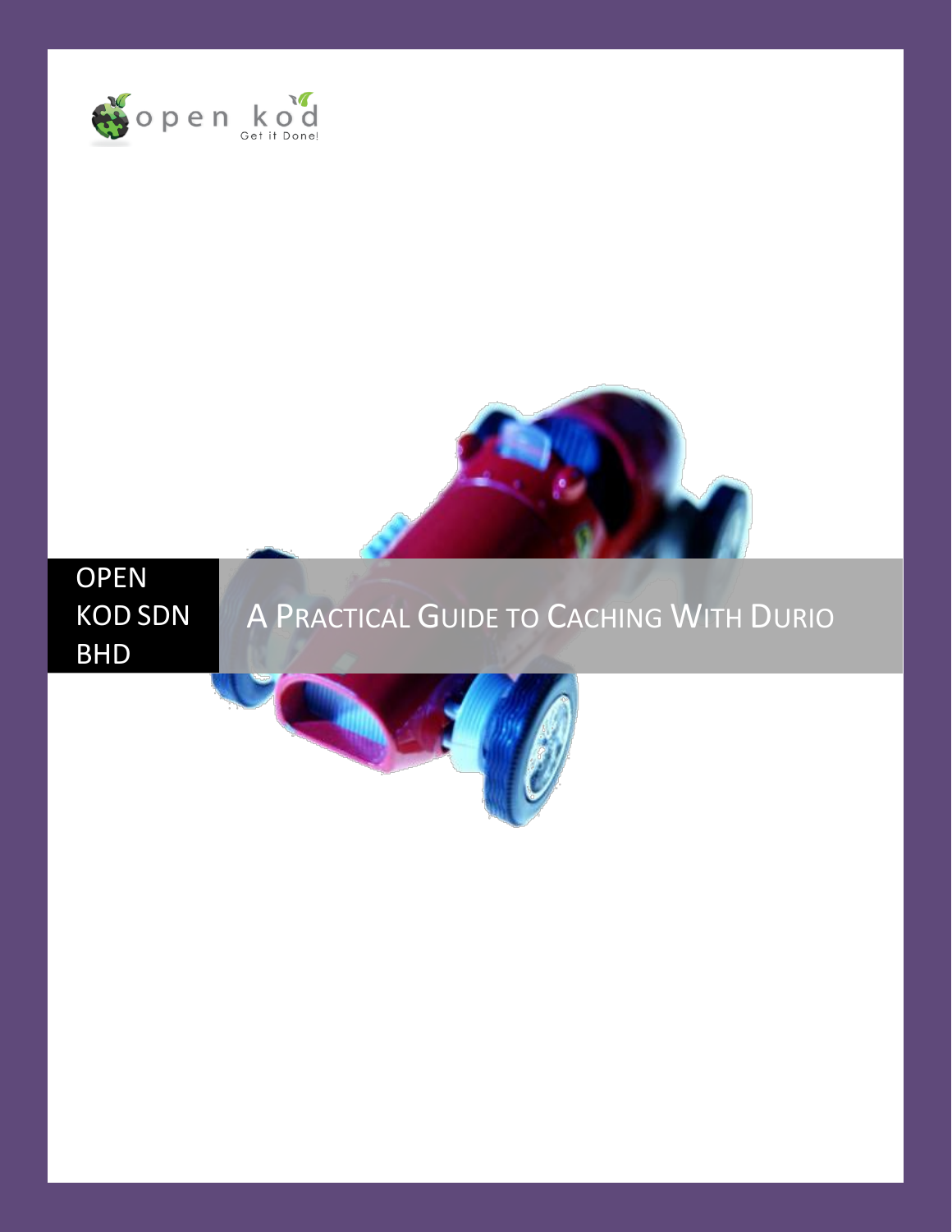open kod

Get it Done!

OPEN KOD SDN BHD

# A Practical Guide to Caching With Durio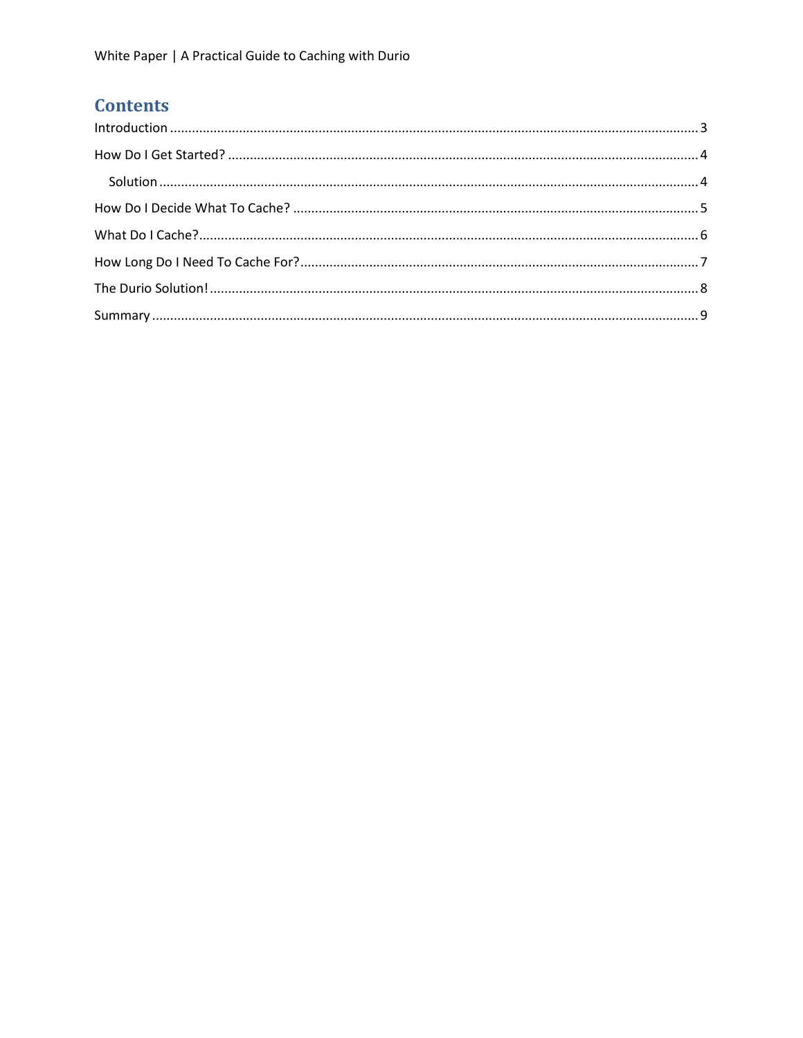# Contents

Introduction ........................................................................ 3

How Do I Get Started? ........................................................................ 4

  Solution ........................................................................ 4

How Do I Decide What To Cache? ........................................................................ 5

What Do I Cache? ........................................................................ 6

How Long Do I Need To Cache For? ........................................................................ 7

The Durio Solution! ........................................................................ 8

Summary ........................................................................ 9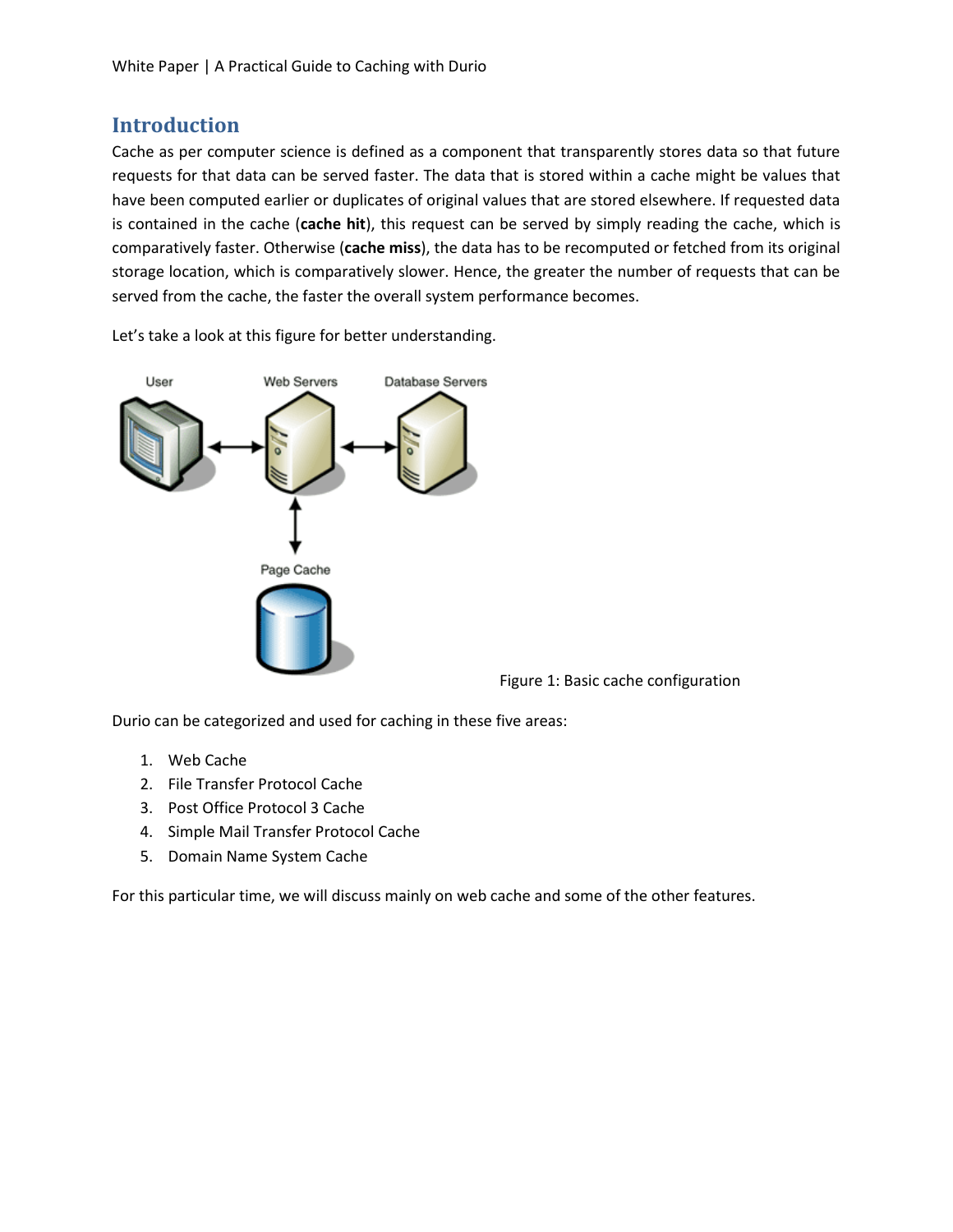## Introduction

Cache as per computer science is defined as a component that transparently stores data so that future requests for that data can be served faster. The data that is stored within a cache might be values that have been computed earlier or duplicates of original values that are stored elsewhere. If requested data is contained in the cache (**cache hit**), this request can be served by simply reading the cache, which is comparatively faster. Otherwise (**cache miss**), the data has to be recomputed or fetched from its original storage location, which is comparatively slower. Hence, the greater the number of requests that can be served from the cache, the faster the overall system performance becomes.

Let's take a look at this figure for better understanding.

Figure 1: Basic cache configuration

Durio can be categorized and used for caching in these five areas:

1. Web Cache
2. File Transfer Protocol Cache
3. Post Office Protocol 3 Cache
4. Simple Mail Transfer Protocol Cache
5. Domain Name System Cache

For this particular time, we will discuss mainly on web cache and some of the other features.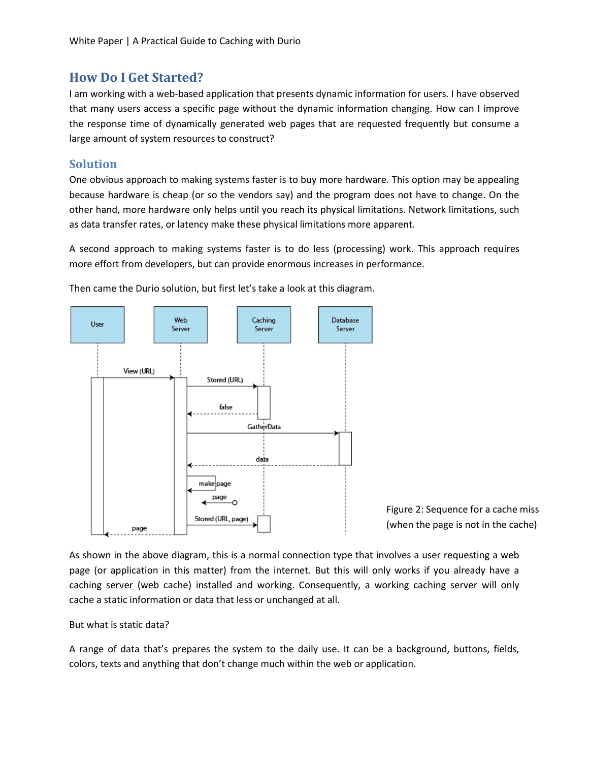## How Do I Get Started?

I am working with a web-based application that presents dynamic information for users. I have observed that many users access a specific page without the dynamic information changing. How can I improve the response time of dynamically generated web pages that are requested frequently but consume a large amount of system resources to construct?

### Solution

One obvious approach to making systems faster is to buy more hardware. This option may be appealing because hardware is cheap (or so the vendors say) and the program does not have to change. On the other hand, more hardware only helps until you reach its physical limitations. Network limitations, such as data transfer rates, or latency make these physical limitations more apparent.

A second approach to making systems faster is to do less (processing) work. This approach requires more effort from developers, but can provide enormous increases in performance.

Then came the Durio solution, but first let's take a look at this diagram.

Figure 2: Sequence for a cache miss (when the page is not in the cache)

As shown in the above diagram, this is a normal connection type that involves a user requesting a web page (or application in this matter) from the internet. But this will only works if you already have a caching server (web cache) installed and working. Consequently, a working caching server will only cache a static information or data that less or unchanged at all.

But what is static data?

A range of data that's prepares the system to the daily use. It can be a background, buttons, fields, colors, texts and anything that don't change much within the web or application.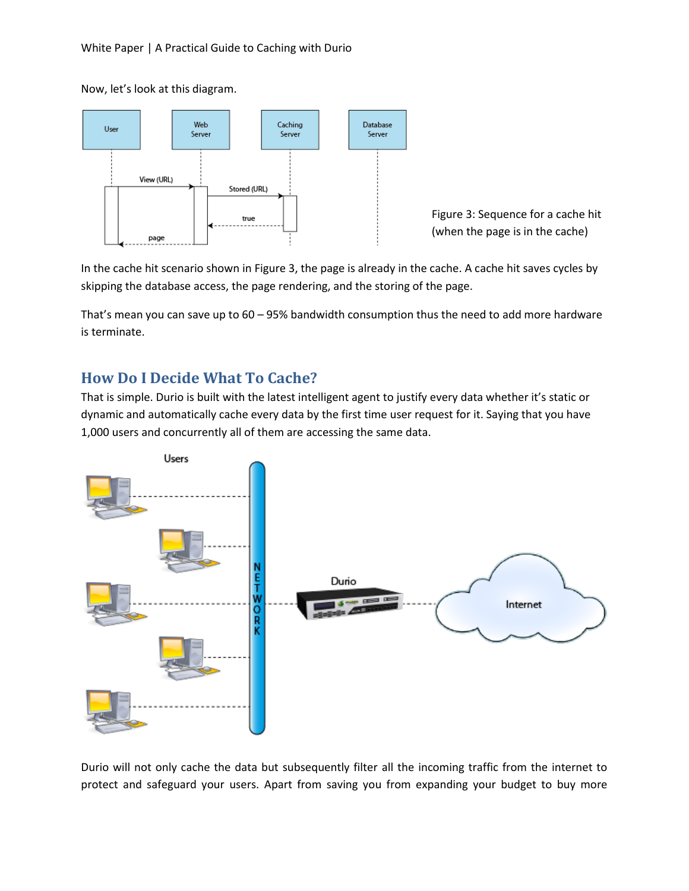Now, let's look at this diagram.

Figure 3: Sequence for a cache hit (when the page is in the cache)

In the cache hit scenario shown in Figure 3, the page is already in the cache. A cache hit saves cycles by skipping the database access, the page rendering, and the storing of the page.

That's mean you can save up to 60 – 95% bandwidth consumption thus the need to add more hardware is terminate.

## How Do I Decide What To Cache?

That is simple. Durio is built with the latest intelligent agent to justify every data whether it's static or dynamic and automatically cache every data by the first time user request for it. Saying that you have 1,000 users and concurrently all of them are accessing the same data.

Durio will not only cache the data but subsequently filter all the incoming traffic from the internet to protect and safeguard your users. Apart from saving you from expanding your budget to buy more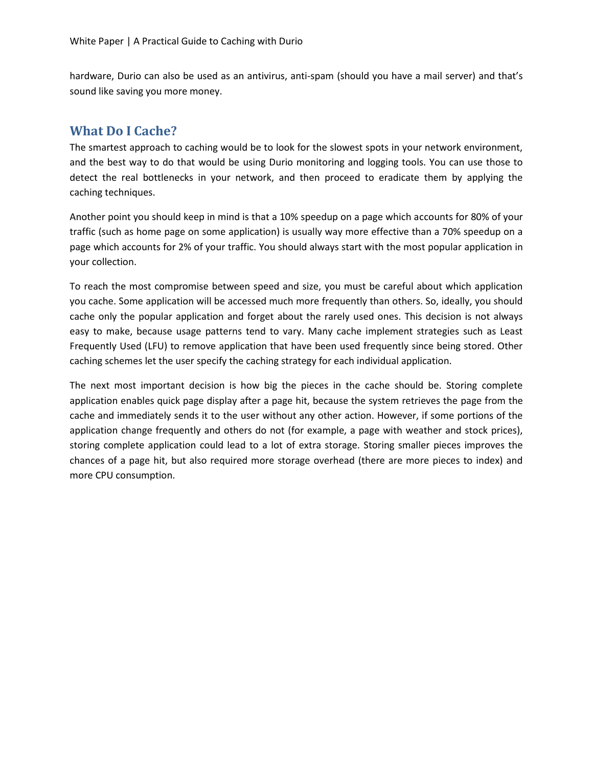hardware, Durio can also be used as an antivirus, anti-spam (should you have a mail server) and that's sound like saving you more money.

## What Do I Cache?

The smartest approach to caching would be to look for the slowest spots in your network environment, and the best way to do that would be using Durio monitoring and logging tools. You can use those to detect the real bottlenecks in your network, and then proceed to eradicate them by applying the caching techniques.

Another point you should keep in mind is that a 10% speedup on a page which accounts for 80% of your traffic (such as home page on some application) is usually way more effective than a 70% speedup on a page which accounts for 2% of your traffic. You should always start with the most popular application in your collection.

To reach the most compromise between speed and size, you must be careful about which application you cache. Some application will be accessed much more frequently than others. So, ideally, you should cache only the popular application and forget about the rarely used ones. This decision is not always easy to make, because usage patterns tend to vary. Many cache implement strategies such as Least Frequently Used (LFU) to remove application that have been used frequently since being stored. Other caching schemes let the user specify the caching strategy for each individual application.

The next most important decision is how big the pieces in the cache should be. Storing complete application enables quick page display after a page hit, because the system retrieves the page from the cache and immediately sends it to the user without any other action. However, if some portions of the application change frequently and others do not (for example, a page with weather and stock prices), storing complete application could lead to a lot of extra storage. Storing smaller pieces improves the chances of a page hit, but also required more storage overhead (there are more pieces to index) and more CPU consumption.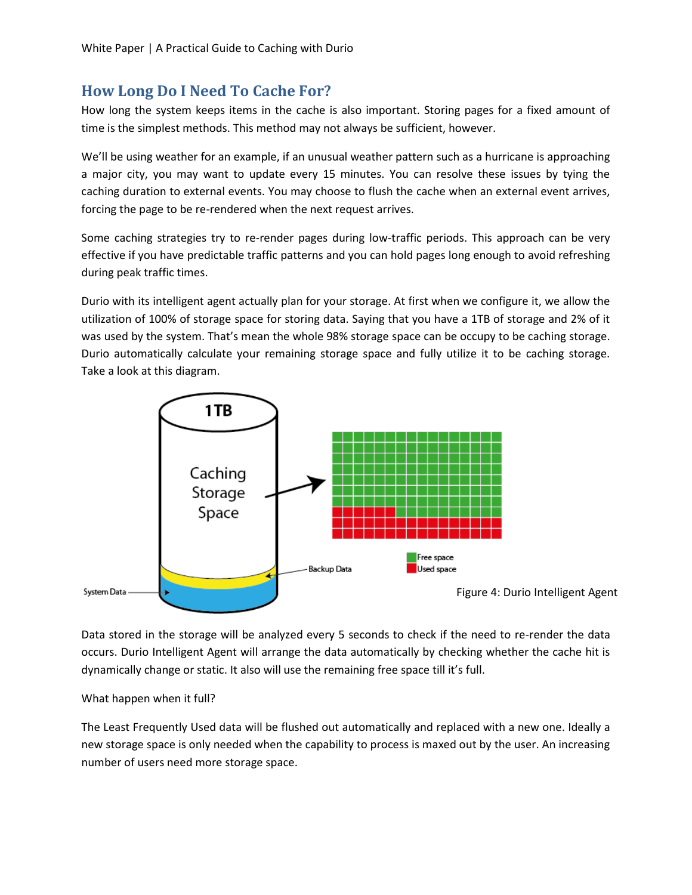## How Long Do I Need To Cache For?

How long the system keeps items in the cache is also important. Storing pages for a fixed amount of time is the simplest methods. This method may not always be sufficient, however.

We'll be using weather for an example, if an unusual weather pattern such as a hurricane is approaching a major city, you may want to update every 15 minutes. You can resolve these issues by tying the caching duration to external events. You may choose to flush the cache when an external event arrives, forcing the page to be re-rendered when the next request arrives.

Some caching strategies try to re-render pages during low-traffic periods. This approach can be very effective if you have predictable traffic patterns and you can hold pages long enough to avoid refreshing during peak traffic times.

Durio with its intelligent agent actually plan for your storage. At first when we configure it, we allow the utilization of 100% of storage space for storing data. Saying that you have a 1TB of storage and 2% of it was used by the system. That's mean the whole 98% storage space can be occupy to be caching storage. Durio automatically calculate your remaining storage space and fully utilize it to be caching storage. Take a look at this diagram.

Figure 4: Durio Intelligent Agent

Data stored in the storage will be analyzed every 5 seconds to check if the need to re-render the data occurs. Durio Intelligent Agent will arrange the data automatically by checking whether the cache hit is dynamically change or static. It also will use the remaining free space till it's full.

What happen when it full?

The Least Frequently Used data will be flushed out automatically and replaced with a new one. Ideally a new storage space is only needed when the capability to process is maxed out by the user. An increasing number of users need more storage space.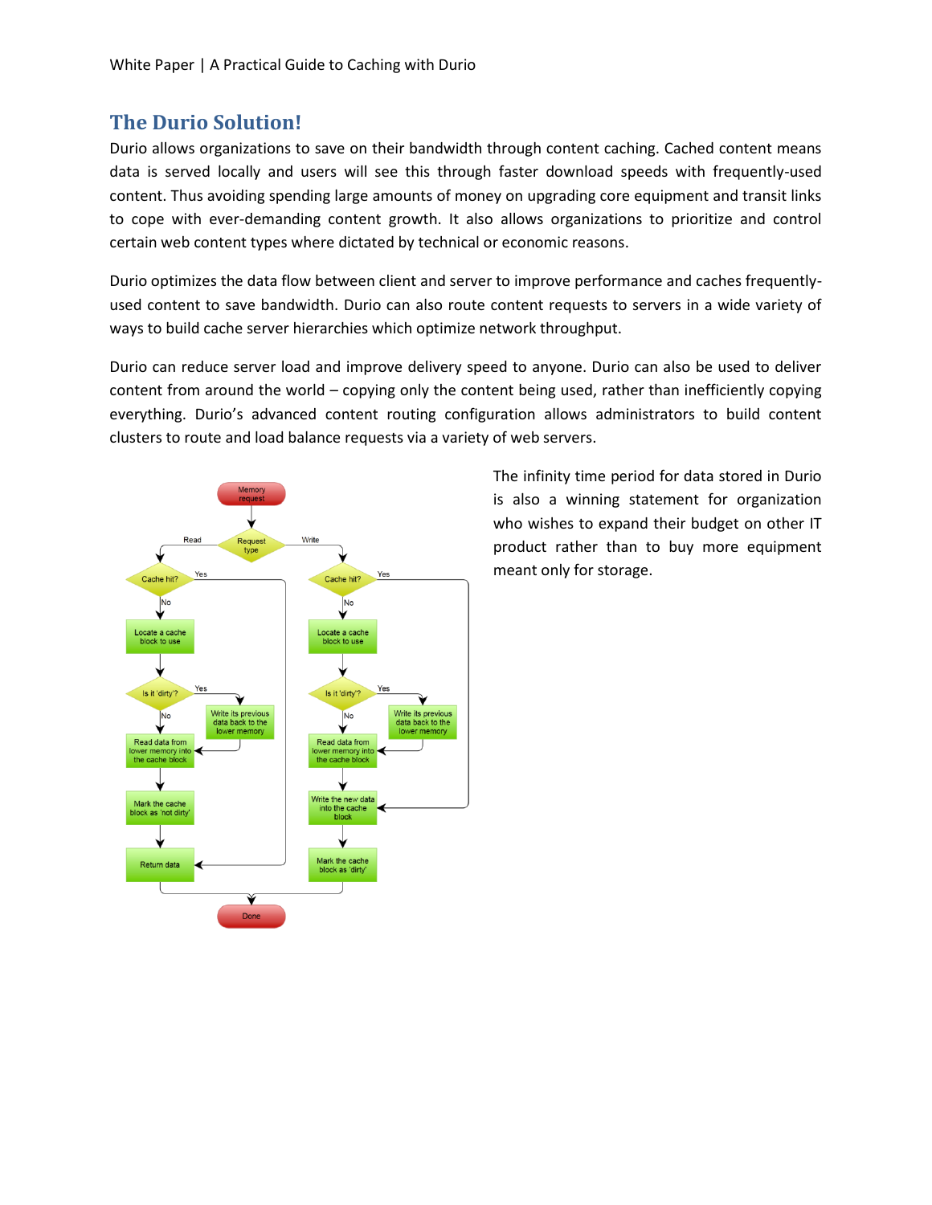## The Durio Solution!

Durio allows organizations to save on their bandwidth through content caching. Cached content means data is served locally and users will see this through faster download speeds with frequently-used content. Thus avoiding spending large amounts of money on upgrading core equipment and transit links to cope with ever-demanding content growth. It also allows organizations to prioritize and control certain web content types where dictated by technical or economic reasons.

Durio optimizes the data flow between client and server to improve performance and caches frequently-used content to save bandwidth. Durio can also route content requests to servers in a wide variety of ways to build cache server hierarchies which optimize network throughput.

Durio can reduce server load and improve delivery speed to anyone. Durio can also be used to deliver content from around the world – copying only the content being used, rather than inefficiently copying everything. Durio's advanced content routing configuration allows administrators to build content clusters to route and load balance requests via a variety of web servers.

The infinity time period for data stored in Durio is also a winning statement for organization who wishes to expand their budget on other IT product rather than to buy more equipment meant only for storage.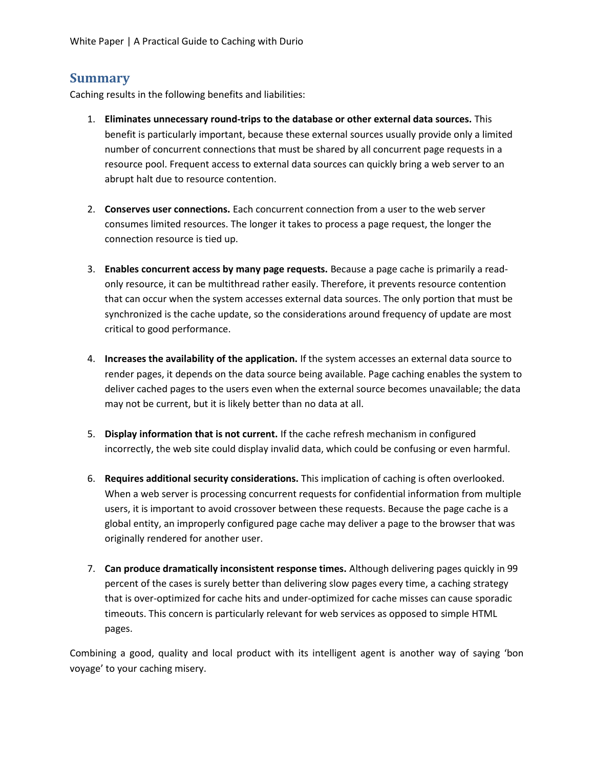## Summary

Caching results in the following benefits and liabilities:

1. **Eliminates unnecessary round-trips to the database or other external data sources.** This benefit is particularly important, because these external sources usually provide only a limited number of concurrent connections that must be shared by all concurrent page requests in a resource pool. Frequent access to external data sources can quickly bring a web server to an abrupt halt due to resource contention.

2. **Conserves user connections.** Each concurrent connection from a user to the web server consumes limited resources. The longer it takes to process a page request, the longer the connection resource is tied up.

3. **Enables concurrent access by many page requests.** Because a page cache is primarily a read-only resource, it can be multithread rather easily. Therefore, it prevents resource contention that can occur when the system accesses external data sources. The only portion that must be synchronized is the cache update, so the considerations around frequency of update are most critical to good performance.

4. **Increases the availability of the application.** If the system accesses an external data source to render pages, it depends on the data source being available. Page caching enables the system to deliver cached pages to the users even when the external source becomes unavailable; the data may not be current, but it is likely better than no data at all.

5. **Display information that is not current.** If the cache refresh mechanism in configured incorrectly, the web site could display invalid data, which could be confusing or even harmful.

6. **Requires additional security considerations.** This implication of caching is often overlooked. When a web server is processing concurrent requests for confidential information from multiple users, it is important to avoid crossover between these requests. Because the page cache is a global entity, an improperly configured page cache may deliver a page to the browser that was originally rendered for another user.

7. **Can produce dramatically inconsistent response times.** Although delivering pages quickly in 99 percent of the cases is surely better than delivering slow pages every time, a caching strategy that is over-optimized for cache hits and under-optimized for cache misses can cause sporadic timeouts. This concern is particularly relevant for web services as opposed to simple HTML pages.

Combining a good, quality and local product with its intelligent agent is another way of saying 'bon voyage' to your caching misery.